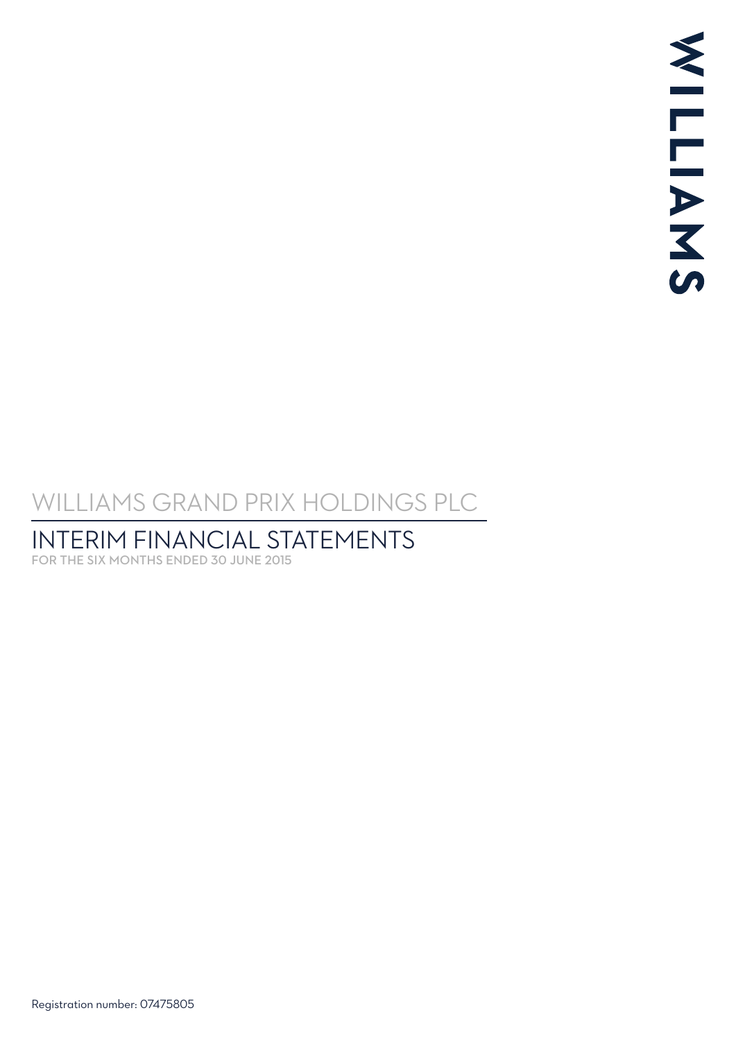WILLIAMS

# WILLIAMS GRAND PRIX HOLDINGS PLC

## INTERIM FINANCIAL STATEMENTS

FOR THE SIX MONTHS ENDED 30 JUNE 2015

Registration number: 07475805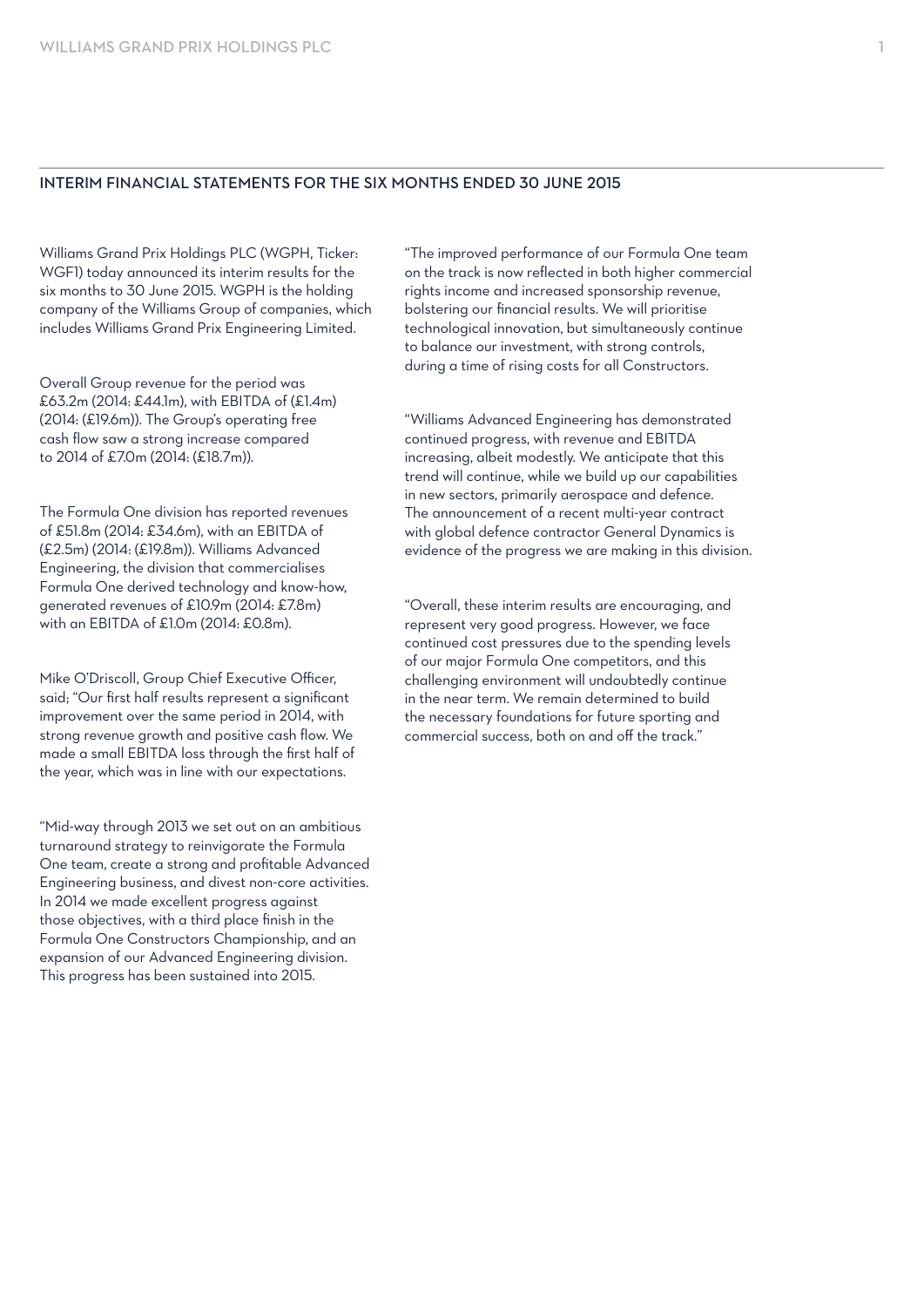## INTERIM FINANCIAL STATEMENTS FOR THE SIX MONTHS ENDED 30 JUNE 2015

Williams Grand Prix Holdings PLC (WGPH, Ticker: WGF1) today announced its interim results for the six months to 30 June 2015. WGPH is the holding company of the Williams Group of companies, which includes Williams Grand Prix Engineering Limited.

Overall Group revenue for the period was £63.2m (2014: £44.1m), with EBITDA of (£1.4m) (2014: (£19.6m)). The Group's operating free cash flow saw a strong increase compared to 2014 of £7.0m (2014: (£18.7m)).

The Formula One division has reported revenues of £51.8m (2014: £34.6m), with an EBITDA of (£2.5m) (2014: (£19.8m)). Williams Advanced Engineering, the division that commercialises Formula One derived technology and know-how, generated revenues of £10.9m (2014: £7.8m) with an EBITDA of £1.0m (2014: £0.8m).

Mike O'Driscoll, Group Chief Executive Officer, said; "Our first half results represent a significant improvement over the same period in 2014, with strong revenue growth and positive cash flow. We made a small EBITDA loss through the first half of the year, which was in line with our expectations.

"Mid-way through 2013 we set out on an ambitious turnaround strategy to reinvigorate the Formula One team, create a strong and profitable Advanced Engineering business, and divest non-core activities. In 2014 we made excellent progress against those objectives, with a third place finish in the Formula One Constructors Championship, and an expansion of our Advanced Engineering division. This progress has been sustained into 2015.

"The improved performance of our Formula One team on the track is now reflected in both higher commercial rights income and increased sponsorship revenue, bolstering our financial results. We will prioritise technological innovation, but simultaneously continue to balance our investment, with strong controls, during a time of rising costs for all Constructors.

"Williams Advanced Engineering has demonstrated continued progress, with revenue and EBITDA increasing, albeit modestly. We anticipate that this trend will continue, while we build up our capabilities in new sectors, primarily aerospace and defence. The announcement of a recent multi-year contract with global defence contractor General Dynamics is evidence of the progress we are making in this division.

"Overall, these interim results are encouraging, and represent very good progress. However, we face continued cost pressures due to the spending levels of our major Formula One competitors, and this challenging environment will undoubtedly continue in the near term. We remain determined to build the necessary foundations for future sporting and commercial success, both on and off the track."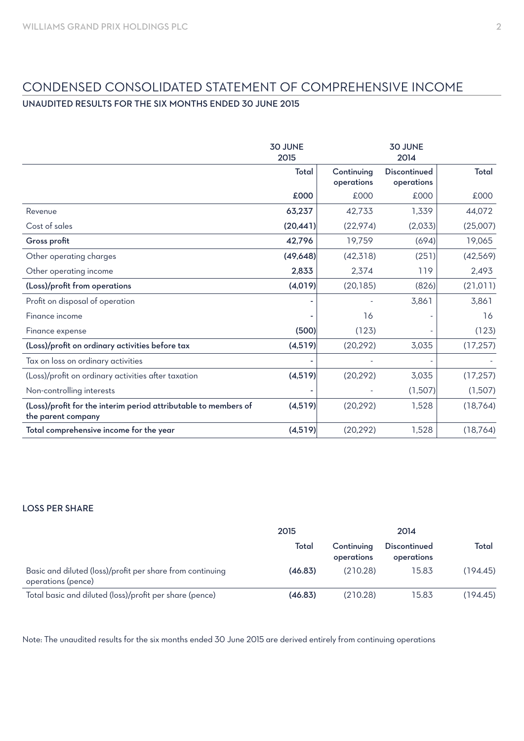# CONDENSED CONSOLIDATED STATEMENT OF COMPREHENSIVE INCOME

## UNAUDITED RESULTS FOR THE SIX MONTHS ENDED 30 JUNE 2015

| | 30 JUNE 2015 | 30 JUNE 2014 | | |
|---|---|---|---|---|
| | Total | Continuing operations | Discontinued operations | Total |
| | £000 | £000 | £000 | £000 |
| Revenue | **63,237** | 42,733 | 1,339 | 44,072 |
| Cost of sales | **(20,441)** | (22,974) | (2,033) | (25,007) |
| **Gross profit** | **42,796** | 19,759 | (694) | 19,065 |
| Other operating charges | **(49,648)** | (42,318) | (251) | (42,569) |
| Other operating income | **2,833** | 2,374 | 119 | 2,493 |
| **(Loss)/profit from operations** | **(4,019)** | (20,185) | (826) | (21,011) |
| Profit on disposal of operation | - | - | 3,861 | 3,861 |
| Finance income | - | 16 | - | 16 |
| Finance expense | **(500)** | (123) | - | (123) |
| **(Loss)/profit on ordinary activities before tax** | **(4,519)** | (20,292) | 3,035 | (17,257) |
| Tax on loss on ordinary activities | - | - | - | - |
| (Loss)/profit on ordinary activities after taxation | **(4,519)** | (20,292) | 3,035 | (17,257) |
| Non-controlling interests | - | - | (1,507) | (1,507) |
| **(Loss)/profit for the interim period attributable to members of the parent company** | **(4,519)** | (20,292) | 1,528 | (18,764) |
| **Total comprehensive income for the year** | **(4,519)** | (20,292) | 1,528 | (18,764) |

### LOSS PER SHARE

| | 2015 | 2014 | | |
|---|---|---|---|---|
| | Total | Continuing operations | Discontinued operations | Total |
| Basic and diluted (loss)/profit per share from continuing operations (pence) | **(46.83)** | (210.28) | 15.83 | (194.45) |
| Total basic and diluted (loss)/profit per share (pence) | **(46.83)** | (210.28) | 15.83 | (194.45) |

Note: The unaudited results for the six months ended 30 June 2015 are derived entirely from continuing operations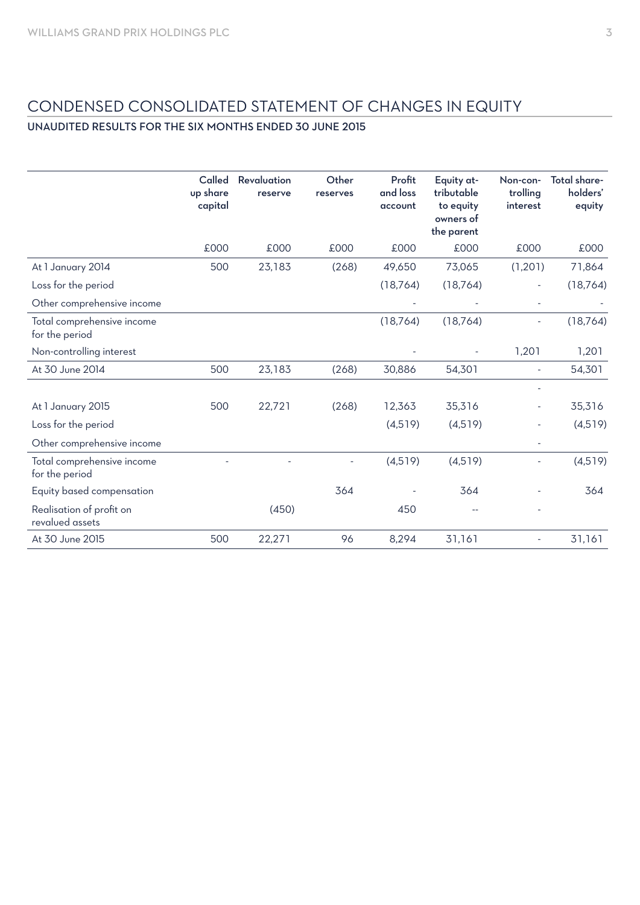# CONDENSED CONSOLIDATED STATEMENT OF CHANGES IN EQUITY

## UNAUDITED RESULTS FOR THE SIX MONTHS ENDED 30 JUNE 2015

| | Called up share capital | Revaluation reserve | Other reserves | Profit and loss account | Equity attributable to equity owners of the parent | Non-controlling interest | Total shareholders' equity |
|---|---|---|---|---|---|---|---|
| | £000 | £000 | £000 | £000 | £000 | £000 | £000 |
| At 1 January 2014 | 500 | 23,183 | (268) | 49,650 | 73,065 | (1,201) | 71,864 |
| Loss for the period | | | | (18,764) | (18,764) | - | (18,764) |
| Other comprehensive income | | | | - | - | - | - |
| Total comprehensive income for the period | | | | (18,764) | (18,764) | - | (18,764) |
| Non-controlling interest | | | | - | - | 1,201 | 1,201 |
| At 30 June 2014 | 500 | 23,183 | (268) | 30,886 | 54,301 | - | 54,301 |
| | | | | | | - | |
| At 1 January 2015 | 500 | 22,721 | (268) | 12,363 | 35,316 | - | 35,316 |
| Loss for the period | | | | (4,519) | (4,519) | - | (4,519) |
| Other comprehensive income | | | | | | - | |
| Total comprehensive income for the period | - | - | - | (4,519) | (4,519) | - | (4,519) |
| Equity based compensation | | | 364 | - | 364 | - | 364 |
| Realisation of profit on revalued assets | | (450) | | 450 | -- | - | |
| At 30 June 2015 | 500 | 22,271 | 96 | 8,294 | 31,161 | - | 31,161 |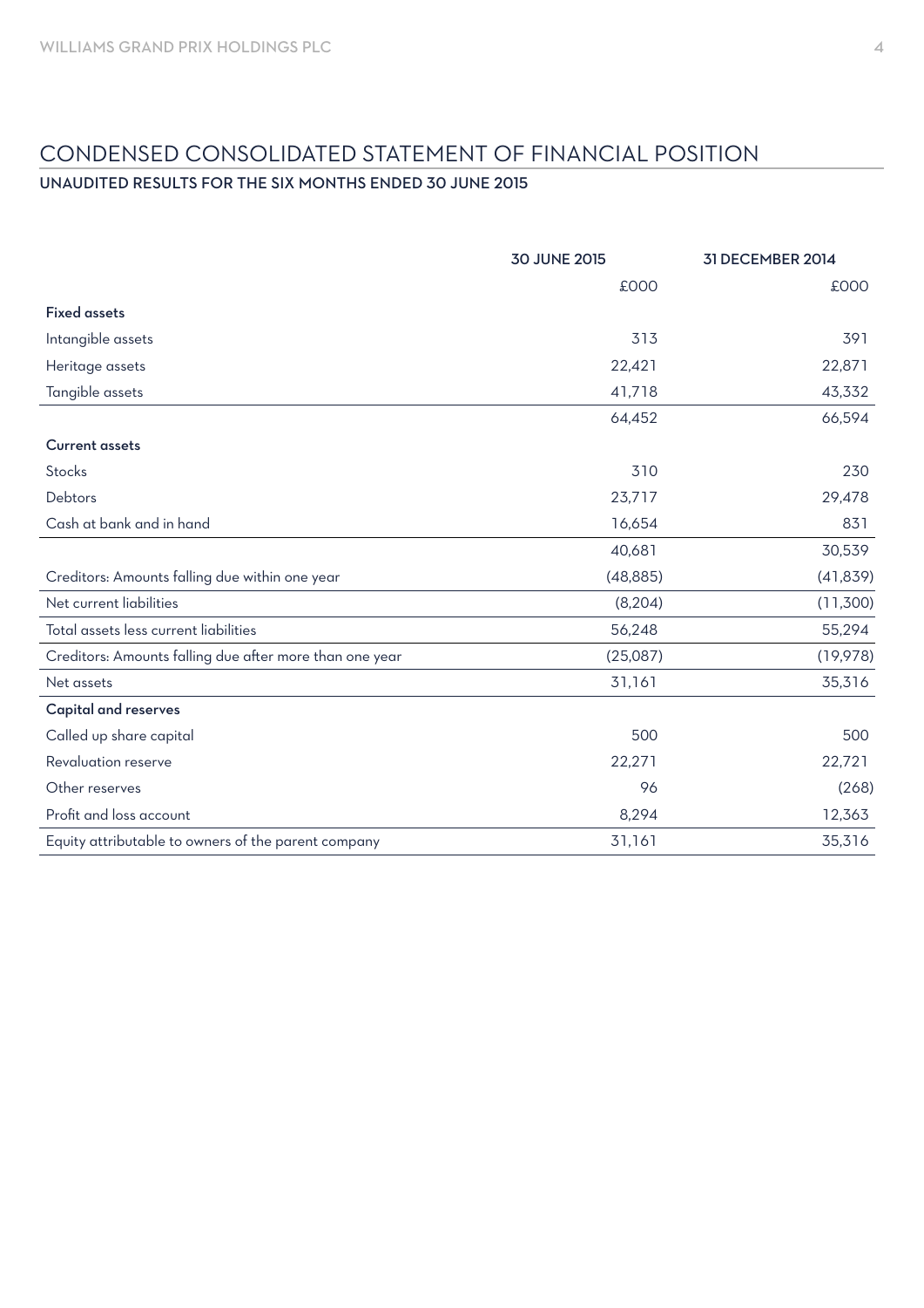# CONDENSED CONSOLIDATED STATEMENT OF FINANCIAL POSITION

**UNAUDITED RESULTS FOR THE SIX MONTHS ENDED 30 JUNE 2015**

| | 30 JUNE 2015 | 31 DECEMBER 2014 |
|---|---|---|
| | £000 | £000 |
| **Fixed assets** | | |
| Intangible assets | 313 | 391 |
| Heritage assets | 22,421 | 22,871 |
| Tangible assets | 41,718 | 43,332 |
| | 64,452 | 66,594 |
| **Current assets** | | |
| Stocks | 310 | 230 |
| Debtors | 23,717 | 29,478 |
| Cash at bank and in hand | 16,654 | 831 |
| | 40,681 | 30,539 |
| Creditors: Amounts falling due within one year | (48,885) | (41,839) |
| Net current liabilities | (8,204) | (11,300) |
| Total assets less current liabilities | 56,248 | 55,294 |
| Creditors: Amounts falling due after more than one year | (25,087) | (19,978) |
| Net assets | 31,161 | 35,316 |
| **Capital and reserves** | | |
| Called up share capital | 500 | 500 |
| Revaluation reserve | 22,271 | 22,721 |
| Other reserves | 96 | (268) |
| Profit and loss account | 8,294 | 12,363 |
| Equity attributable to owners of the parent company | 31,161 | 35,316 |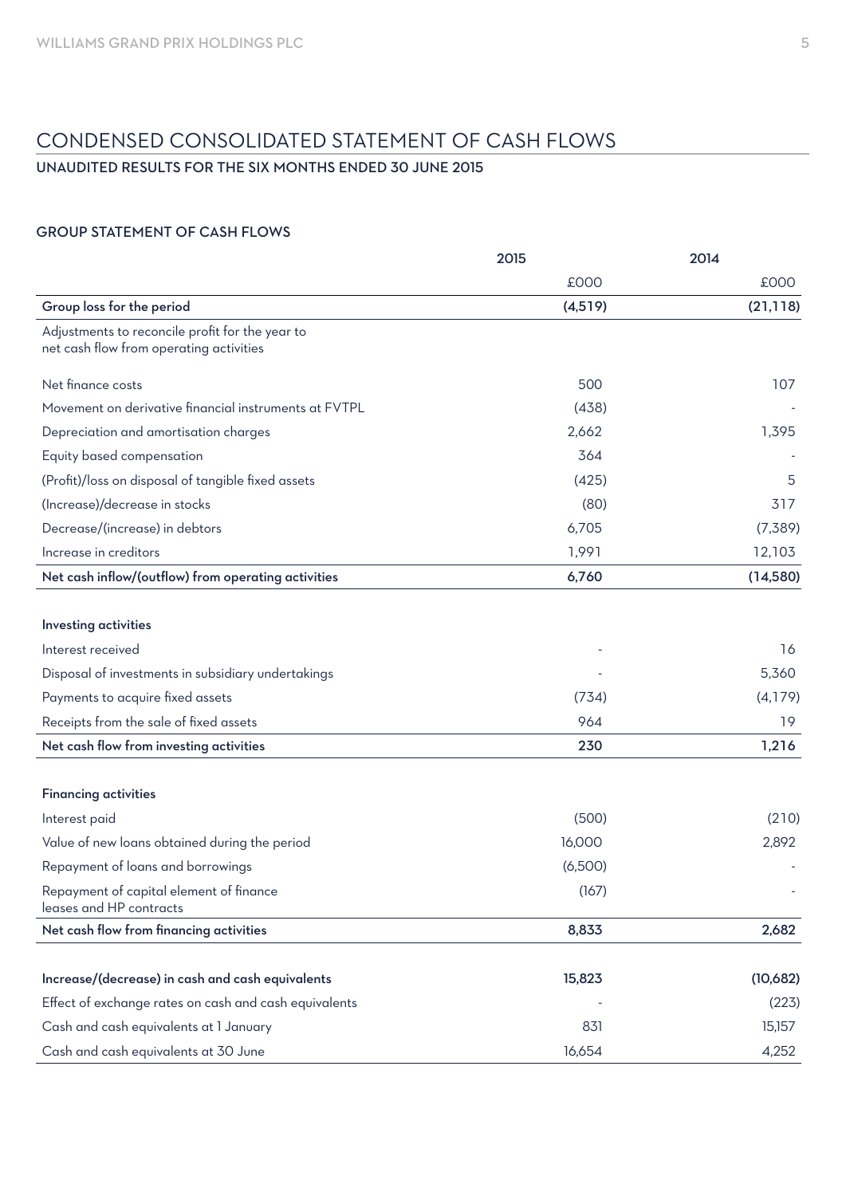# CONDENSED CONSOLIDATED STATEMENT OF CASH FLOWS

## UNAUDITED RESULTS FOR THE SIX MONTHS ENDED 30 JUNE 2015

### GROUP STATEMENT OF CASH FLOWS

| | 2015 | 2014 |
|---|---|---|
| | £000 | £000 |
| **Group loss for the period** | **(4,519)** | **(21,118)** |
| Adjustments to reconcile profit for the year to net cash flow from operating activities | | |
| Net finance costs | 500 | 107 |
| Movement on derivative financial instruments at FVTPL | (438) | - |
| Depreciation and amortisation charges | 2,662 | 1,395 |
| Equity based compensation | 364 | - |
| (Profit)/loss on disposal of tangible fixed assets | (425) | 5 |
| (Increase)/decrease in stocks | (80) | 317 |
| Decrease/(increase) in debtors | 6,705 | (7,389) |
| Increase in creditors | 1,991 | 12,103 |
| **Net cash inflow/(outflow) from operating activities** | **6,760** | **(14,580)** |
| **Investing activities** | | |
| Interest received | - | 16 |
| Disposal of investments in subsidiary undertakings | - | 5,360 |
| Payments to acquire fixed assets | (734) | (4,179) |
| Receipts from the sale of fixed assets | 964 | 19 |
| **Net cash flow from investing activities** | **230** | **1,216** |
| **Financing activities** | | |
| Interest paid | (500) | (210) |
| Value of new loans obtained during the period | 16,000 | 2,892 |
| Repayment of loans and borrowings | (6,500) | - |
| Repayment of capital element of finance leases and HP contracts | (167) | - |
| **Net cash flow from financing activities** | **8,833** | **2,682** |
| **Increase/(decrease) in cash and cash equivalents** | **15,823** | **(10,682)** |
| Effect of exchange rates on cash and cash equivalents | - | (223) |
| Cash and cash equivalents at 1 January | 831 | 15,157 |
| Cash and cash equivalents at 30 June | 16,654 | 4,252 |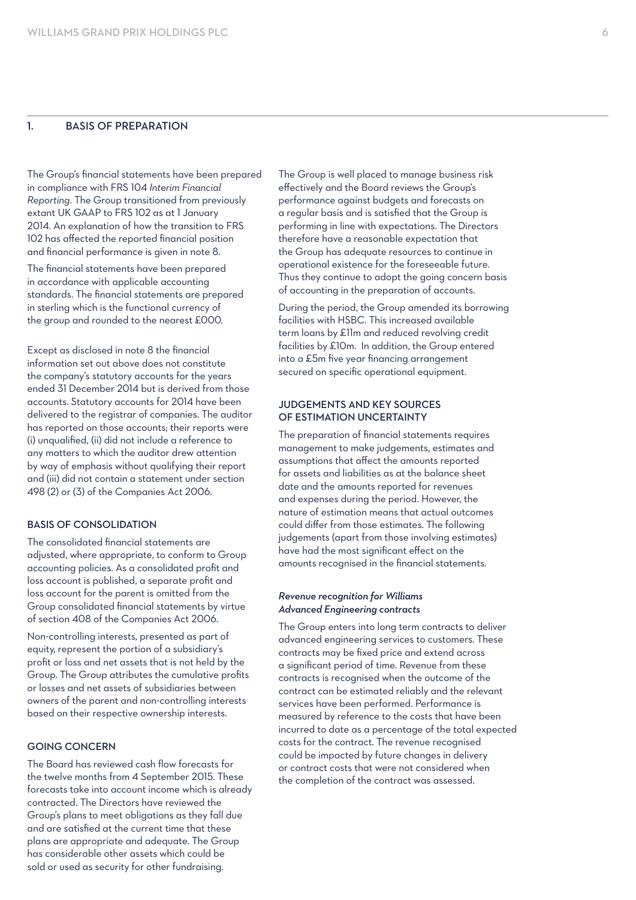## 1. BASIS OF PREPARATION

The Group's financial statements have been prepared in compliance with FRS 104 *Interim Financial Reporting*. The Group transitioned from previously extant UK GAAP to FRS 102 as at 1 January 2014. An explanation of how the transition to FRS 102 has affected the reported financial position and financial performance is given in note 8.

The financial statements have been prepared in accordance with applicable accounting standards. The financial statements are prepared in sterling which is the functional currency of the group and rounded to the nearest £000.

Except as disclosed in note 8 the financial information set out above does not constitute the company's statutory accounts for the years ended 31 December 2014 but is derived from those accounts. Statutory accounts for 2014 have been delivered to the registrar of companies. The auditor has reported on those accounts; their reports were (i) unqualified, (ii) did not include a reference to any matters to which the auditor drew attention by way of emphasis without qualifying their report and (iii) did not contain a statement under section 498 (2) or (3) of the Companies Act 2006.

### BASIS OF CONSOLIDATION

The consolidated financial statements are adjusted, where appropriate, to conform to Group accounting policies. As a consolidated profit and loss account is published, a separate profit and loss account for the parent is omitted from the Group consolidated financial statements by virtue of section 408 of the Companies Act 2006.

Non-controlling interests, presented as part of equity, represent the portion of a subsidiary's profit or loss and net assets that is not held by the Group. The Group attributes the cumulative profits or losses and net assets of subsidiaries between owners of the parent and non-controlling interests based on their respective ownership interests.

### GOING CONCERN

The Board has reviewed cash flow forecasts for the twelve months from 4 September 2015. These forecasts take into account income which is already contracted. The Directors have reviewed the Group's plans to meet obligations as they fall due and are satisfied at the current time that these plans are appropriate and adequate. The Group has considerable other assets which could be sold or used as security for other fundraising.

The Group is well placed to manage business risk effectively and the Board reviews the Group's performance against budgets and forecasts on a regular basis and is satisfied that the Group is performing in line with expectations. The Directors therefore have a reasonable expectation that the Group has adequate resources to continue in operational existence for the foreseeable future. Thus they continue to adopt the going concern basis of accounting in the preparation of accounts.

During the period, the Group amended its borrowing facilities with HSBC. This increased available term loans by £11m and reduced revolving credit facilities by £10m. In addition, the Group entered into a £5m five year financing arrangement secured on specific operational equipment.

### JUDGEMENTS AND KEY SOURCES OF ESTIMATION UNCERTAINTY

The preparation of financial statements requires management to make judgements, estimates and assumptions that affect the amounts reported for assets and liabilities as at the balance sheet date and the amounts reported for revenues and expenses during the period. However, the nature of estimation means that actual outcomes could differ from those estimates. The following judgements (apart from those involving estimates) have had the most significant effect on the amounts recognised in the financial statements.

#### *Revenue recognition for Williams Advanced Engineering contracts*

The Group enters into long term contracts to deliver advanced engineering services to customers. These contracts may be fixed price and extend across a significant period of time. Revenue from these contracts is recognised when the outcome of the contract can be estimated reliably and the relevant services have been performed. Performance is measured by reference to the costs that have been incurred to date as a percentage of the total expected costs for the contract. The revenue recognised could be impacted by future changes in delivery or contract costs that were not considered when the completion of the contract was assessed.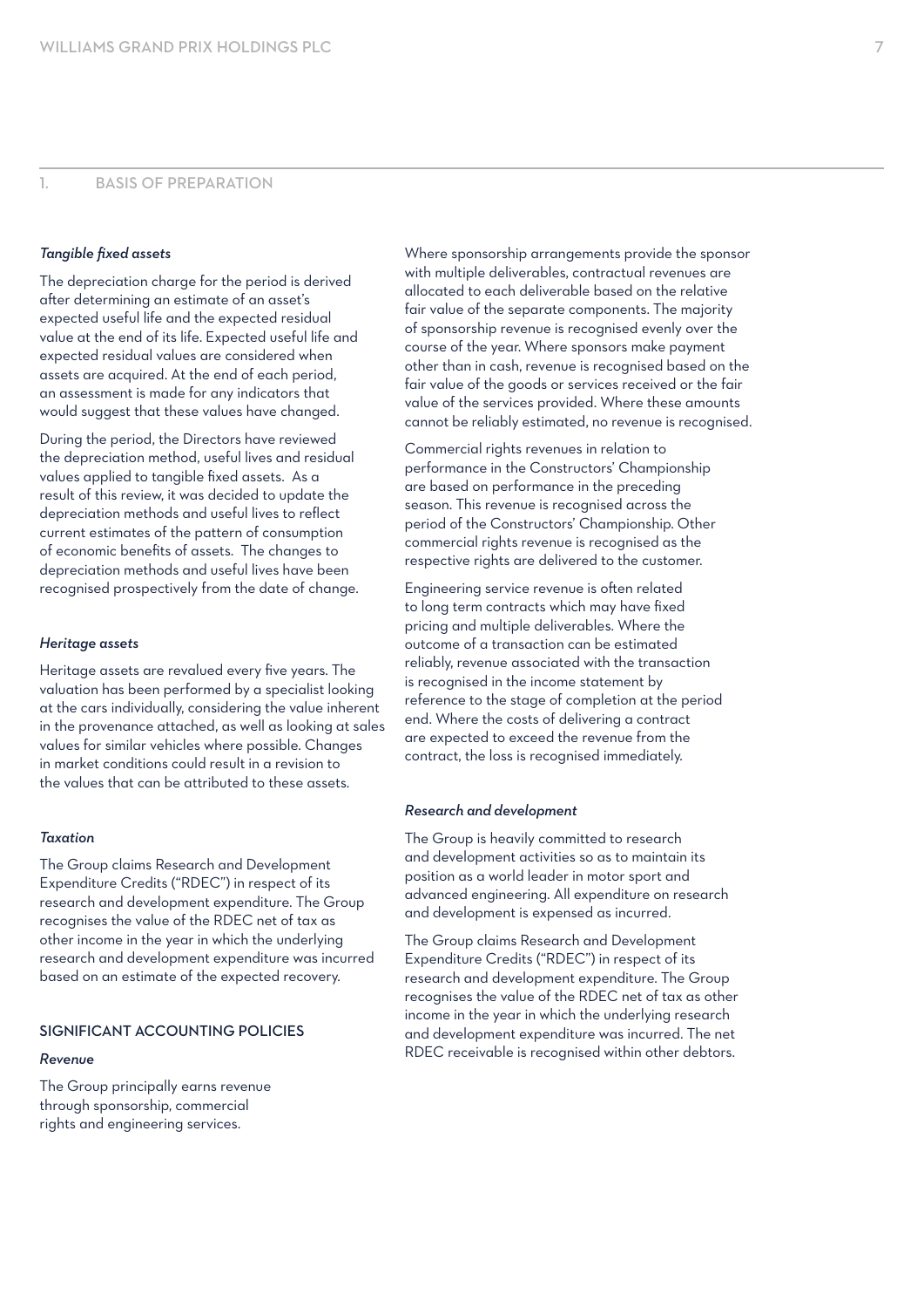## 1. BASIS OF PREPARATION

*Tangible fixed assets*

The depreciation charge for the period is derived after determining an estimate of an asset's expected useful life and the expected residual value at the end of its life. Expected useful life and expected residual values are considered when assets are acquired. At the end of each period, an assessment is made for any indicators that would suggest that these values have changed.

During the period, the Directors have reviewed the depreciation method, useful lives and residual values applied to tangible fixed assets. As a result of this review, it was decided to update the depreciation methods and useful lives to reflect current estimates of the pattern of consumption of economic benefits of assets. The changes to depreciation methods and useful lives have been recognised prospectively from the date of change.

*Heritage assets*

Heritage assets are revalued every five years. The valuation has been performed by a specialist looking at the cars individually, considering the value inherent in the provenance attached, as well as looking at sales values for similar vehicles where possible. Changes in market conditions could result in a revision to the values that can be attributed to these assets.

*Taxation*

The Group claims Research and Development Expenditure Credits ("RDEC") in respect of its research and development expenditure. The Group recognises the value of the RDEC net of tax as other income in the year in which the underlying research and development expenditure was incurred based on an estimate of the expected recovery.

### SIGNIFICANT ACCOUNTING POLICIES

*Revenue*

The Group principally earns revenue through sponsorship, commercial rights and engineering services.

Where sponsorship arrangements provide the sponsor with multiple deliverables, contractual revenues are allocated to each deliverable based on the relative fair value of the separate components. The majority of sponsorship revenue is recognised evenly over the course of the year. Where sponsors make payment other than in cash, revenue is recognised based on the fair value of the goods or services received or the fair value of the services provided. Where these amounts cannot be reliably estimated, no revenue is recognised.

Commercial rights revenues in relation to performance in the Constructors' Championship are based on performance in the preceding season. This revenue is recognised across the period of the Constructors' Championship. Other commercial rights revenue is recognised as the respective rights are delivered to the customer.

Engineering service revenue is often related to long term contracts which may have fixed pricing and multiple deliverables. Where the outcome of a transaction can be estimated reliably, revenue associated with the transaction is recognised in the income statement by reference to the stage of completion at the period end. Where the costs of delivering a contract are expected to exceed the revenue from the contract, the loss is recognised immediately.

*Research and development*

The Group is heavily committed to research and development activities so as to maintain its position as a world leader in motor sport and advanced engineering. All expenditure on research and development is expensed as incurred.

The Group claims Research and Development Expenditure Credits ("RDEC") in respect of its research and development expenditure. The Group recognises the value of the RDEC net of tax as other income in the year in which the underlying research and development expenditure was incurred. The net RDEC receivable is recognised within other debtors.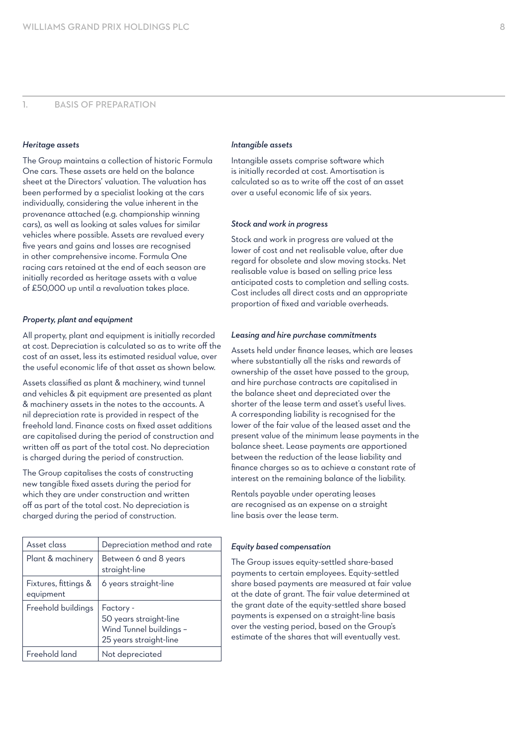## 1. BASIS OF PREPARATION

### *Heritage assets*

The Group maintains a collection of historic Formula One cars. These assets are held on the balance sheet at the Directors' valuation. The valuation has been performed by a specialist looking at the cars individually, considering the value inherent in the provenance attached (e.g. championship winning cars), as well as looking at sales values for similar vehicles where possible. Assets are revalued every five years and gains and losses are recognised in other comprehensive income. Formula One racing cars retained at the end of each season are initially recorded as heritage assets with a value of £50,000 up until a revaluation takes place.

### *Property, plant and equipment*

All property, plant and equipment is initially recorded at cost. Depreciation is calculated so as to write off the cost of an asset, less its estimated residual value, over the useful economic life of that asset as shown below.

Assets classified as plant & machinery, wind tunnel and vehicles & pit equipment are presented as plant & machinery assets in the notes to the accounts. A nil depreciation rate is provided in respect of the freehold land. Finance costs on fixed asset additions are capitalised during the period of construction and written off as part of the total cost. No depreciation is charged during the period of construction.

The Group capitalises the costs of constructing new tangible fixed assets during the period for which they are under construction and written off as part of the total cost. No depreciation is charged during the period of construction.

| Asset class | Depreciation method and rate |
|---|---|
| Plant & machinery | Between 6 and 8 years straight-line |
| Fixtures, fittings & equipment | 6 years straight-line |
| Freehold buildings | Factory - 50 years straight-line<br>Wind Tunnel buildings – 25 years straight-line |
| Freehold land | Not depreciated |

### *Intangible assets*

Intangible assets comprise software which is initially recorded at cost. Amortisation is calculated so as to write off the cost of an asset over a useful economic life of six years.

### *Stock and work in progress*

Stock and work in progress are valued at the lower of cost and net realisable value, after due regard for obsolete and slow moving stocks. Net realisable value is based on selling price less anticipated costs to completion and selling costs. Cost includes all direct costs and an appropriate proportion of fixed and variable overheads.

### *Leasing and hire purchase commitments*

Assets held under finance leases, which are leases where substantially all the risks and rewards of ownership of the asset have passed to the group, and hire purchase contracts are capitalised in the balance sheet and depreciated over the shorter of the lease term and asset's useful lives. A corresponding liability is recognised for the lower of the fair value of the leased asset and the present value of the minimum lease payments in the balance sheet. Lease payments are apportioned between the reduction of the lease liability and finance charges so as to achieve a constant rate of interest on the remaining balance of the liability.

Rentals payable under operating leases are recognised as an expense on a straight line basis over the lease term.

### *Equity based compensation*

The Group issues equity-settled share-based payments to certain employees. Equity-settled share based payments are measured at fair value at the date of grant. The fair value determined at the grant date of the equity-settled share based payments is expensed on a straight-line basis over the vesting period, based on the Group's estimate of the shares that will eventually vest.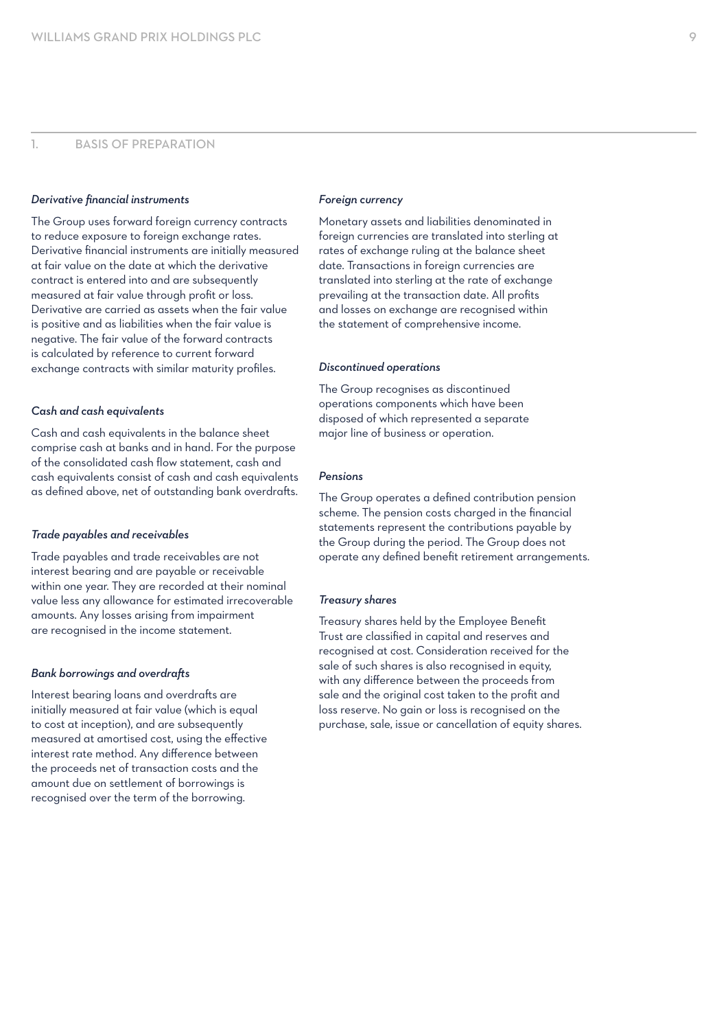## 1. BASIS OF PREPARATION

### *Derivative financial instruments*

The Group uses forward foreign currency contracts to reduce exposure to foreign exchange rates. Derivative financial instruments are initially measured at fair value on the date at which the derivative contract is entered into and are subsequently measured at fair value through profit or loss. Derivative are carried as assets when the fair value is positive and as liabilities when the fair value is negative. The fair value of the forward contracts is calculated by reference to current forward exchange contracts with similar maturity profiles.

### *Cash and cash equivalents*

Cash and cash equivalents in the balance sheet comprise cash at banks and in hand. For the purpose of the consolidated cash flow statement, cash and cash equivalents consist of cash and cash equivalents as defined above, net of outstanding bank overdrafts.

### *Trade payables and receivables*

Trade payables and trade receivables are not interest bearing and are payable or receivable within one year. They are recorded at their nominal value less any allowance for estimated irrecoverable amounts. Any losses arising from impairment are recognised in the income statement.

### *Bank borrowings and overdrafts*

Interest bearing loans and overdrafts are initially measured at fair value (which is equal to cost at inception), and are subsequently measured at amortised cost, using the effective interest rate method. Any difference between the proceeds net of transaction costs and the amount due on settlement of borrowings is recognised over the term of the borrowing.

### *Foreign currency*

Monetary assets and liabilities denominated in foreign currencies are translated into sterling at rates of exchange ruling at the balance sheet date. Transactions in foreign currencies are translated into sterling at the rate of exchange prevailing at the transaction date. All profits and losses on exchange are recognised within the statement of comprehensive income.

### *Discontinued operations*

The Group recognises as discontinued operations components which have been disposed of which represented a separate major line of business or operation.

### *Pensions*

The Group operates a defined contribution pension scheme. The pension costs charged in the financial statements represent the contributions payable by the Group during the period. The Group does not operate any defined benefit retirement arrangements.

### *Treasury shares*

Treasury shares held by the Employee Benefit Trust are classified in capital and reserves and recognised at cost. Consideration received for the sale of such shares is also recognised in equity, with any difference between the proceeds from sale and the original cost taken to the profit and loss reserve. No gain or loss is recognised on the purchase, sale, issue or cancellation of equity shares.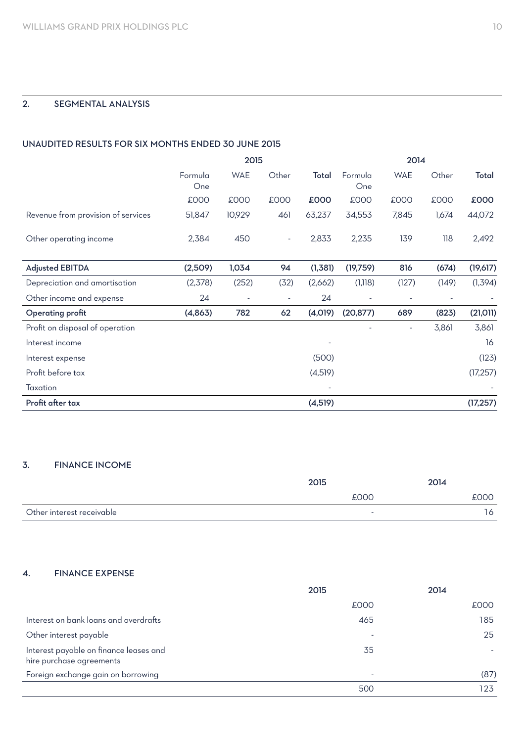## 2. SEGMENTAL ANALYSIS

### UNAUDITED RESULTS FOR SIX MONTHS ENDED 30 JUNE 2015

| | 2015 | | | | 2014 | | | |
|---|---|---|---|---|---|---|---|---|
| | Formula One | WAE | Other | **Total** | Formula One | WAE | Other | **Total** |
| | £000 | £000 | £000 | **£000** | £000 | £000 | £000 | **£000** |
| Revenue from provision of services | 51,847 | 10,929 | 461 | 63,237 | 34,553 | 7,845 | 1,674 | 44,072 |
| Other operating income | 2,384 | 450 | - | 2,833 | 2,235 | 139 | 118 | 2,492 |
| **Adjusted EBITDA** | **(2,509)** | **1,034** | **94** | **(1,381)** | **(19,759)** | **816** | **(674)** | **(19,617)** |
| Depreciation and amortisation | (2,378) | (252) | (32) | (2,662) | (1,118) | (127) | (149) | (1,394) |
| Other income and expense | 24 | - | - | 24 | - | - | - | - |
| **Operating profit** | **(4,863)** | **782** | **62** | **(4,019)** | **(20,877)** | **689** | **(823)** | **(21,011)** |
| Profit on disposal of operation | | | | | - | - | 3,861 | 3,861 |
| Interest income | | | | - | | | | 16 |
| Interest expense | | | | (500) | | | | (123) |
| Profit before tax | | | | (4,519) | | | | (17,257) |
| Taxation | | | | - | | | | - |
| **Profit after tax** | | | | **(4,519)** | | | | **(17,257)** |

## 3. FINANCE INCOME

| | 2015 | 2014 |
|---|---|---|
| | £000 | £000 |
| Other interest receivable | - | 16 |

## 4. FINANCE EXPENSE

| | 2015 | 2014 |
|---|---|---|
| | £000 | £000 |
| Interest on bank loans and overdrafts | 465 | 185 |
| Other interest payable | - | 25 |
| Interest payable on finance leases and hire purchase agreements | 35 | - |
| Foreign exchange gain on borrowing | - | (87) |
| | 500 | 123 |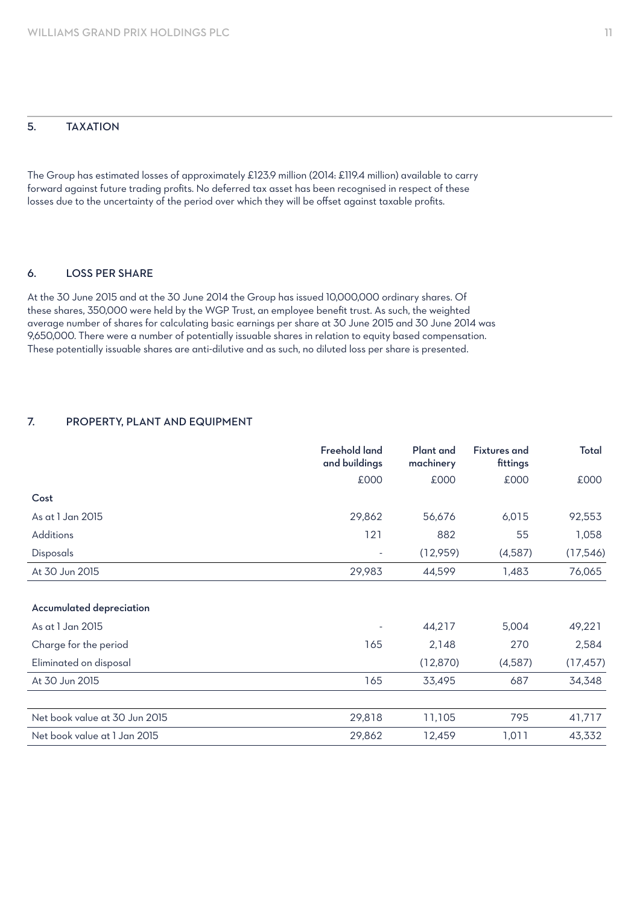## 5. TAXATION

The Group has estimated losses of approximately £123.9 million (2014: £119.4 million) available to carry forward against future trading profits. No deferred tax asset has been recognised in respect of these losses due to the uncertainty of the period over which they will be offset against taxable profits.

## 6. LOSS PER SHARE

At the 30 June 2015 and at the 30 June 2014 the Group has issued 10,000,000 ordinary shares. Of these shares, 350,000 were held by the WGP Trust, an employee benefit trust. As such, the weighted average number of shares for calculating basic earnings per share at 30 June 2015 and 30 June 2014 was 9,650,000. There were a number of potentially issuable shares in relation to equity based compensation. These potentially issuable shares are anti-dilutive and as such, no diluted loss per share is presented.

## 7. PROPERTY, PLANT AND EQUIPMENT

| | Freehold land and buildings | Plant and machinery | Fixtures and fittings | Total |
|---|---|---|---|---|
| | £000 | £000 | £000 | £000 |
| **Cost** | | | | |
| As at 1 Jan 2015 | 29,862 | 56,676 | 6,015 | 92,553 |
| Additions | 121 | 882 | 55 | 1,058 |
| Disposals | - | (12,959) | (4,587) | (17,546) |
| At 30 Jun 2015 | 29,983 | 44,599 | 1,483 | 76,065 |
| | | | | |
| **Accumulated depreciation** | | | | |
| As at 1 Jan 2015 | - | 44,217 | 5,004 | 49,221 |
| Charge for the period | 165 | 2,148 | 270 | 2,584 |
| Eliminated on disposal | | (12,870) | (4,587) | (17,457) |
| At 30 Jun 2015 | 165 | 33,495 | 687 | 34,348 |
| | | | | |
| Net book value at 30 Jun 2015 | 29,818 | 11,105 | 795 | 41,717 |
| Net book value at 1 Jan 2015 | 29,862 | 12,459 | 1,011 | 43,332 |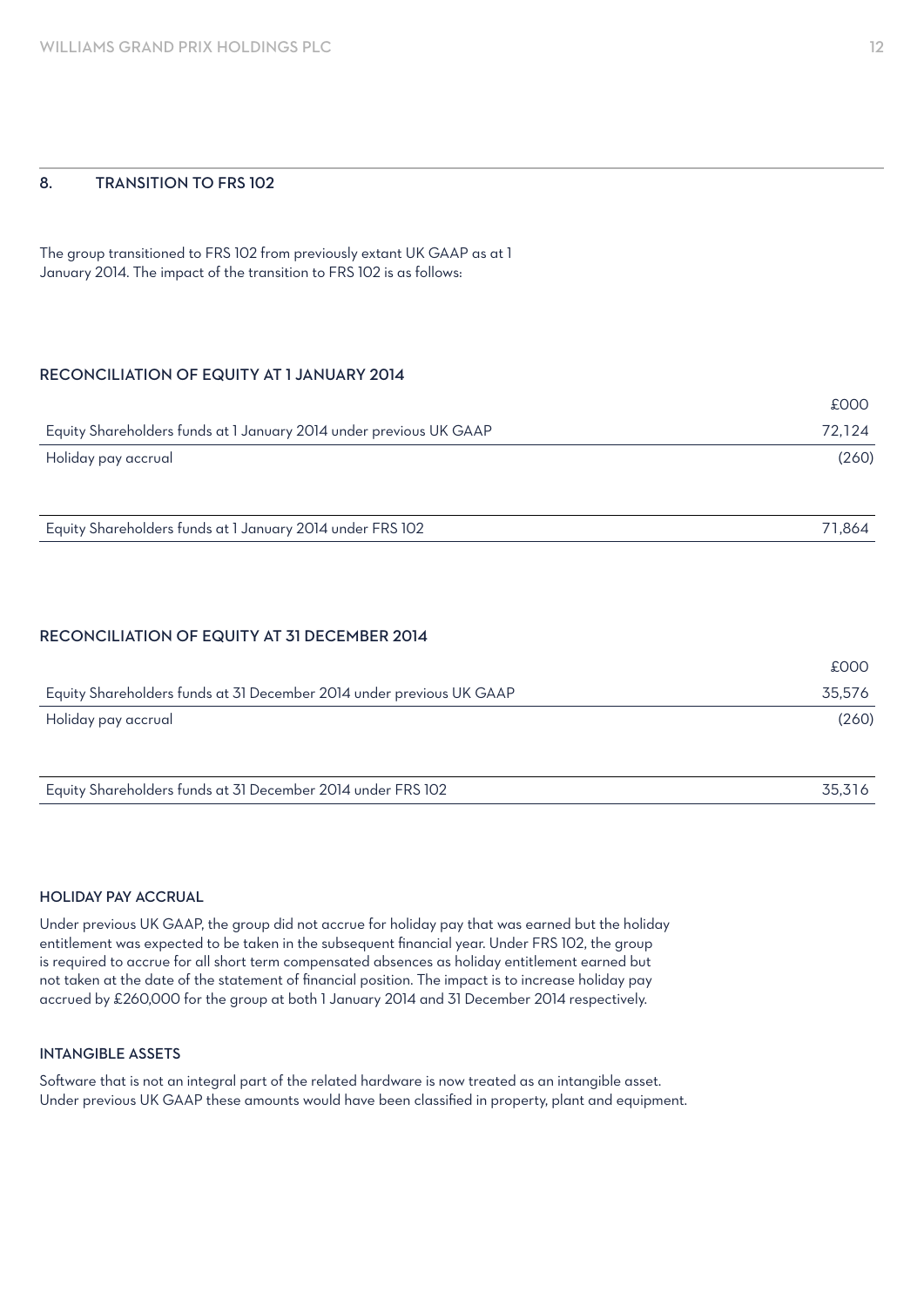## 8. TRANSITION TO FRS 102

The group transitioned to FRS 102 from previously extant UK GAAP as at 1 January 2014. The impact of the transition to FRS 102 is as follows:

### RECONCILIATION OF EQUITY AT 1 JANUARY 2014

| | £000 |
|---|---|
| Equity Shareholders funds at 1 January 2014 under previous UK GAAP | 72,124 |
| Holiday pay accrual | (260) |
| Equity Shareholders funds at 1 January 2014 under FRS 102 | 71,864 |

### RECONCILIATION OF EQUITY AT 31 DECEMBER 2014

| | £000 |
|---|---|
| Equity Shareholders funds at 31 December 2014 under previous UK GAAP | 35,576 |
| Holiday pay accrual | (260) |
| Equity Shareholders funds at 31 December 2014 under FRS 102 | 35,316 |

#### HOLIDAY PAY ACCRUAL

Under previous UK GAAP, the group did not accrue for holiday pay that was earned but the holiday entitlement was expected to be taken in the subsequent financial year. Under FRS 102, the group is required to accrue for all short term compensated absences as holiday entitlement earned but not taken at the date of the statement of financial position. The impact is to increase holiday pay accrued by £260,000 for the group at both 1 January 2014 and 31 December 2014 respectively.

#### INTANGIBLE ASSETS

Software that is not an integral part of the related hardware is now treated as an intangible asset. Under previous UK GAAP these amounts would have been classified in property, plant and equipment.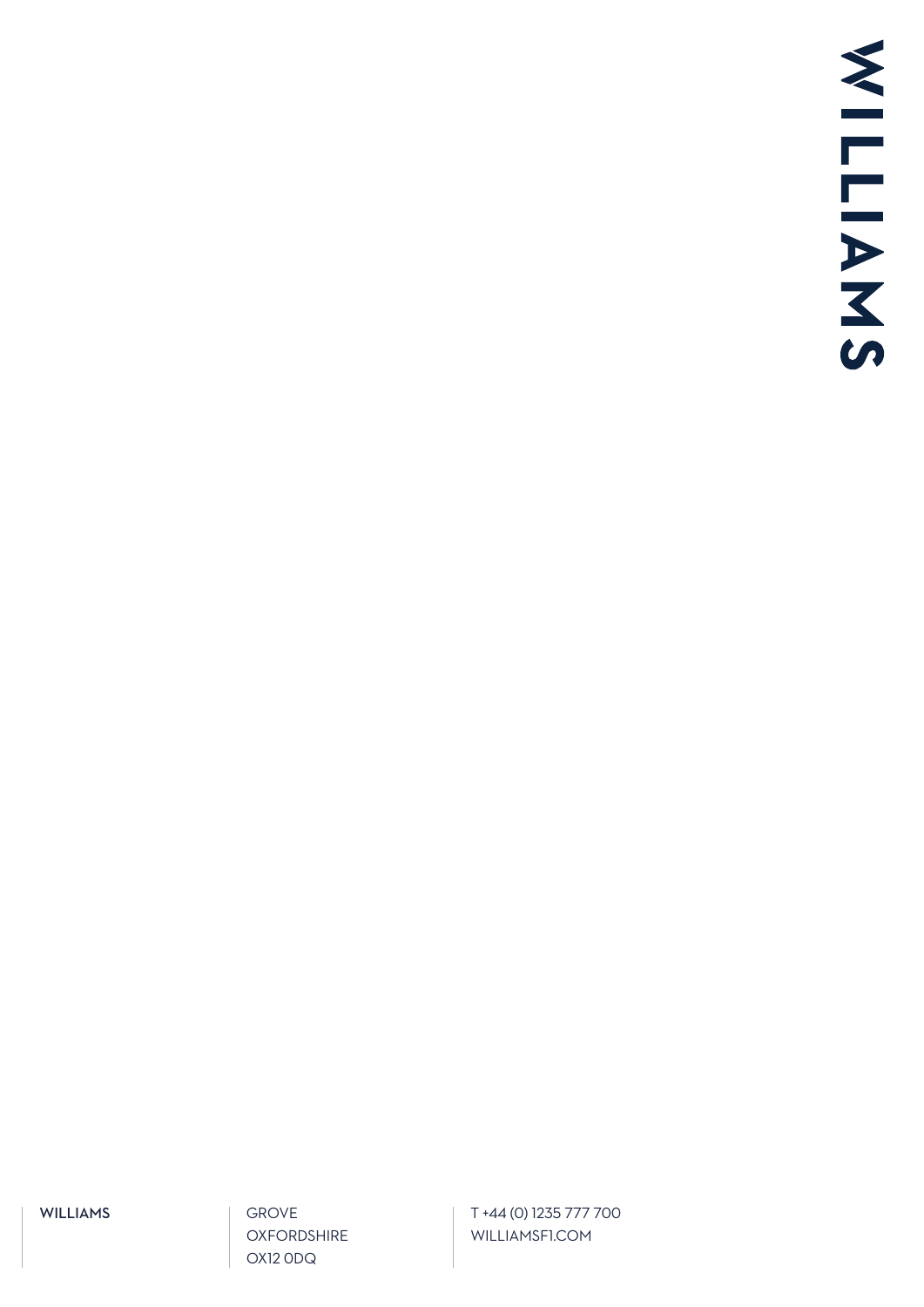WILLIAMS

WILLIAMS

GROVE
OXFORDSHIRE
OX12 0DQ

T +44 (0) 1235 777 700
WILLIAMSF1.COM